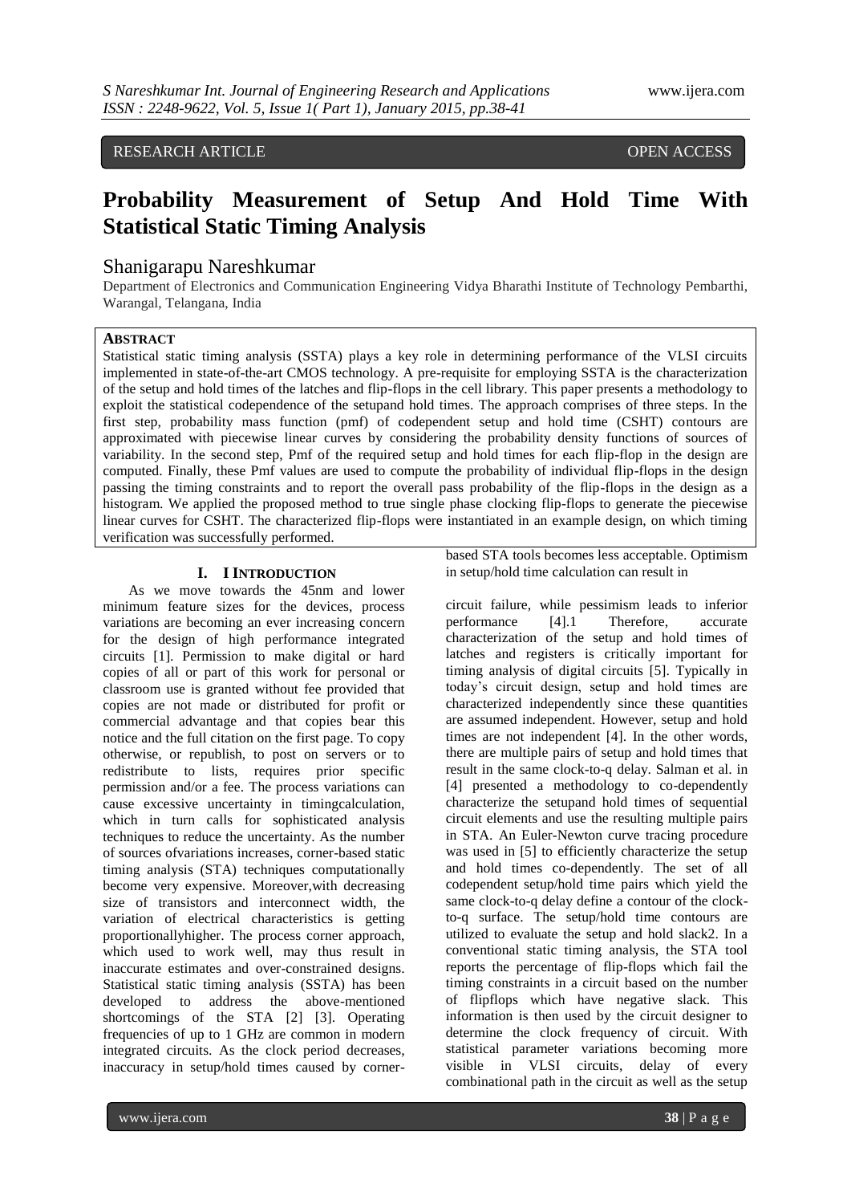RESEARCH ARTICLE OPEN ACCESS

# Probability Measurement of Setup And Hold Time With Statistical Static Timing Analysis

Shanigarapu Nareshkumar

Department of Electronics and Communication Engineering Vidya Bharathi Institute of Technology Pembarthi, Warangal, Telangana, India

## ABSTRACT

Statistical static timing analysis (SSTA) plays a key role in determining performance of the VLSI circuits implemented in state-of-the-art CMOS technology. A pre-requisite for employing SSTA is the characterization of the setup and hold times of the latches and flip-flops in the cell library. This paper presents a methodology to exploit the statistical codependence of the setupand hold times. The approach comprises of three steps. In the first step, probability mass function (pmf) of codependent setup and hold time (CSHT) contours are approximated with piecewise linear curves by considering the probability density functions of sources of variability. In the second step, Pmf of the required setup and hold times for each flip-flop in the design are computed. Finally, these Pmf values are used to compute the probability of individual flip-flops in the design passing the timing constraints and to report the overall pass probability of the flip-flops in the design as a histogram. We applied the proposed method to true single phase clocking flip-flops to generate the piecewise linear curves for CSHT. The characterized flip-flops were instantiated in an example design, on which timing verification was successfully performed.

## I. I INTRODUCTION

As we move towards the 45nm and lower minimum feature sizes for the devices, process variations are becoming an ever increasing concern for the design of high performance integrated circuits [1]. Permission to make digital or hard copies of all or part of this work for personal or classroom use is granted without fee provided that copies are not made or distributed for profit or commercial advantage and that copies bear this notice and the full citation on the first page. To copy otherwise, or republish, to post on servers or to redistribute to lists, requires prior specific permission and/or a fee. The process variations can cause excessive uncertainty in timingcalculation, which in turn calls for sophisticated analysis techniques to reduce the uncertainty. As the number of sources ofvariations increases, corner-based static timing analysis (STA) techniques computationally become very expensive. Moreover,with decreasing size of transistors and interconnect width, the variation of electrical characteristics is getting proportionallyhigher. The process corner approach, which used to work well, may thus result in inaccurate estimates and over-constrained designs. Statistical static timing analysis (SSTA) has been developed to address the above-mentioned shortcomings of the STA [2] [3]. Operating frequencies of up to 1 GHz are common in modern integrated circuits. As the clock period decreases, inaccuracy in setup/hold times caused by corner-based STA tools becomes less acceptable. Optimism in setup/hold time calculation can result in

circuit failure, while pessimism leads to inferior performance [4].1 Therefore, accurate characterization of the setup and hold times of latches and registers is critically important for timing analysis of digital circuits [5]. Typically in today's circuit design, setup and hold times are characterized independently since these quantities are assumed independent. However, setup and hold times are not independent [4]. In the other words, there are multiple pairs of setup and hold times that result in the same clock-to-q delay. Salman et al. in [4] presented a methodology to co-dependently characterize the setupand hold times of sequential circuit elements and use the resulting multiple pairs in STA. An Euler-Newton curve tracing procedure was used in [5] to efficiently characterize the setup and hold times co-dependently. The set of all codependent setup/hold time pairs which yield the same clock-to-q delay define a contour of the clock-to-q surface. The setup/hold time contours are utilized to evaluate the setup and hold slack2. In a conventional static timing analysis, the STA tool reports the percentage of flip-flops which fail the timing constraints in a circuit based on the number of flipflops which have negative slack. This information is then used by the circuit designer to determine the clock frequency of circuit. With statistical parameter variations becoming more visible in VLSI circuits, delay of every combinational path in the circuit as well as the setup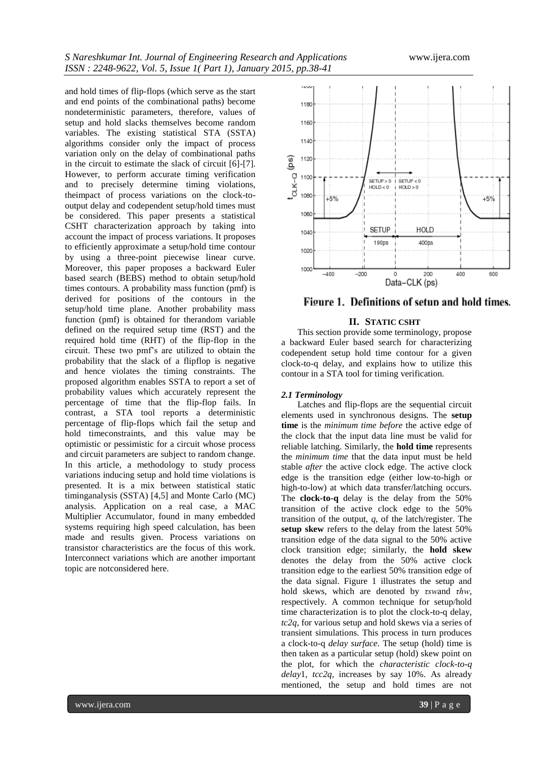and hold times of flip-flops (which serve as the start and end points of the combinational paths) become nondeterministic parameters, therefore, values of setup and hold slacks themselves become random variables. The existing statistical STA (SSTA) algorithms consider only the impact of process variation only on the delay of combinational paths in the circuit to estimate the slack of circuit [6]-[7]. However, to perform accurate timing verification and to precisely determine timing violations, theimpact of process variations on the clock-to-output delay and codependent setup/hold times must be considered. This paper presents a statistical CSHT characterization approach by taking into account the impact of process variations. It proposes to efficiently approximate a setup/hold time contour by using a three-point piecewise linear curve. Moreover, this paper proposes a backward Euler based search (BEBS) method to obtain setup/hold times contours. A probability mass function (pmf) is derived for positions of the contours in the setup/hold time plane. Another probability mass function (pmf) is obtained for therandom variable defined on the required setup time (RST) and the required hold time (RHT) of the flip-flop in the circuit. These two pmf's are utilized to obtain the probability that the slack of a flipflop is negative and hence violates the timing constraints. The proposed algorithm enables SSTA to report a set of probability values which accurately represent the percentage of time that the flip-flop fails. In contrast, a STA tool reports a deterministic percentage of flip-flops which fail the setup and hold timeconstraints, and this value may be optimistic or pessimistic for a circuit whose process and circuit parameters are subject to random change. In this article, a methodology to study process variations inducing setup and hold time violations is presented. It is a mix between statistical static timinganalysis (SSTA) [4,5] and Monte Carlo (MC) analysis. Application on a real case, a MAC Multiplier Accumulator, found in many embedded systems requiring high speed calculation, has been made and results given. Process variations on transistor characteristics are the focus of this work. Interconnect variations which are another important topic are notconsidered here.

**Figure 1. Definitions of setup and hold times.**

## II. STATIC CSHT

This section provide some terminology, propose a backward Euler based search for characterizing codependent setup hold time contour for a given clock-to-q delay, and explains how to utilize this contour in a STA tool for timing verification.

### *2.1 Terminology*

Latches and flip-flops are the sequential circuit elements used in synchronous designs. The **setup time** is the *minimum time before* the active edge of the clock that the input data line must be valid for reliable latching. Similarly, the **hold time** represents the *minimum time* that the data input must be held stable *after* the active clock edge. The active clock edge is the transition edge (either low-to-high or high-to-low) at which data transfer/latching occurs. The **clock-to-q** delay is the delay from the 50% transition of the active clock edge to the 50% transition of the output, *q*, of the latch/register. The **setup skew** refers to the delay from the latest 50% transition edge of the data signal to the 50% active clock transition edge; similarly, the **hold skew** denotes the delay from the 50% active clock transition edge to the earliest 50% transition edge of the data signal. Figure 1 illustrates the setup and hold skews, which are denoted by $\tau_{sw}$and $\tau_{hw}$, respectively. A common technique for setup/hold time characterization is to plot the clock-to-q delay, $t_{c2q}$, for various setup and hold skews via a series of transient simulations. This process in turn produces a clock-to-q *delay surface*. The setup (hold) time is then taken as a particular setup (hold) skew point on the plot, for which the *characteristic clock-to-q delay*1, $t_{cc2q}$, increases by say 10%. As already mentioned, the setup and hold times are not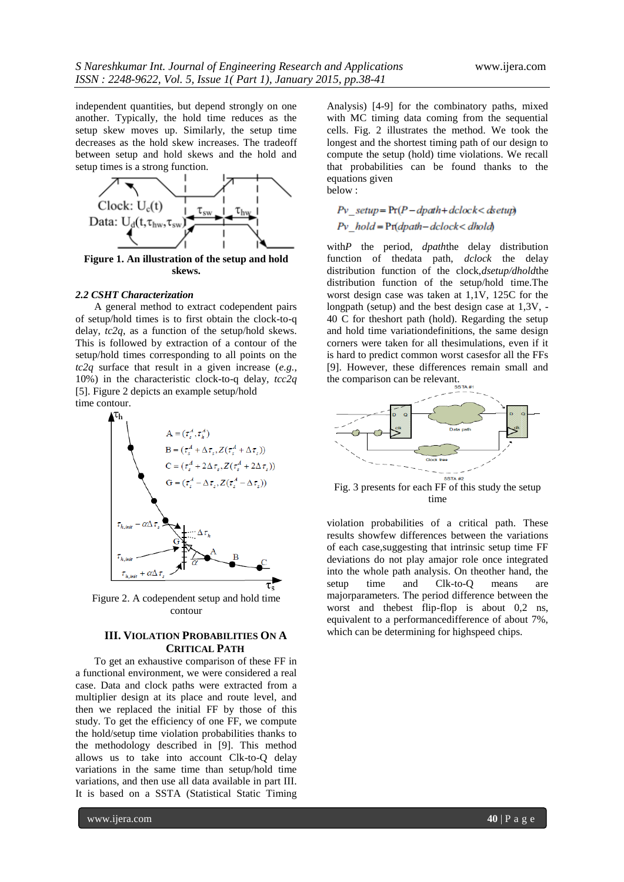independent quantities, but depend strongly on one another. Typically, the hold time reduces as the setup skew moves up. Similarly, the setup time decreases as the hold skew increases. The tradeoff between setup and hold skews and the hold and setup times is a strong function.

**Figure 1. An illustration of the setup and hold skews.**

### *2.2 CSHT Characterization*

A general method to extract codependent pairs of setup/hold times is to first obtain the clock-to-q delay, *tc2q*, as a function of the setup/hold skews. This is followed by extraction of a contour of the setup/hold times corresponding to all points on the *tc2q* surface that result in a given increase (*e.g.*, 10%) in the characteristic clock-to-q delay, *tcc2q* [5]. Figure 2 depicts an example setup/hold time contour.

Figure 2. A codependent setup and hold time contour

## III. Violation Probabilities On A Critical Path

To get an exhaustive comparison of these FF in a functional environment, we were considered a real case. Data and clock paths were extracted from a multiplier design at its place and route level, and then we replaced the initial FF by those of this study. To get the efficiency of one FF, we compute the hold/setup time violation probabilities thanks to the methodology described in [9]. This method allows us to take into account Clk-to-Q delay variations in the same time than setup/hold time variations, and then use all data available in part III. It is based on a SSTA (Statistical Static Timing Analysis) [4-9] for the combinatory paths, mixed with MC timing data coming from the sequential cells. Fig. 2 illustrates the method. We took the longest and the shortest timing path of our design to compute the setup (hold) time violations. We recall that probabilities can be found thanks to the equations given below :

$$Pv\_setup = \Pr(P - dpath + dclock < dsetup)$$
$$Pv\_hold = \Pr(dpath - dclock < dhold)$$

with*P* the period, *dpath*the delay distribution function of thedata path, *dclock* the delay distribution function of the clock,*dsetup/dhold*the distribution function of the setup/hold time.The worst design case was taken at 1,1V, 125C for the longpath (setup) and the best design case at 1,3V, -40 C for theshort path (hold). Regarding the setup and hold time variationdefinitions, the same design corners were taken for all thesimulations, even if it is hard to predict common worst casesfor all the FFs [9]. However, these differences remain small and the comparison can be relevant.

Fig. 3 presents for each FF of this study the setup time

violation probabilities of a critical path. These results showfew differences between the variations of each case,suggesting that intrinsic setup time FF deviations do not play amajor role once integrated into the whole path analysis. On theother hand, the setup time and Clk-to-Q means are majorparameters. The period difference between the worst and thebest flip-flop is about 0,2 ns, equivalent to a performancedifference of about 7%, which can be determining for highspeed chips.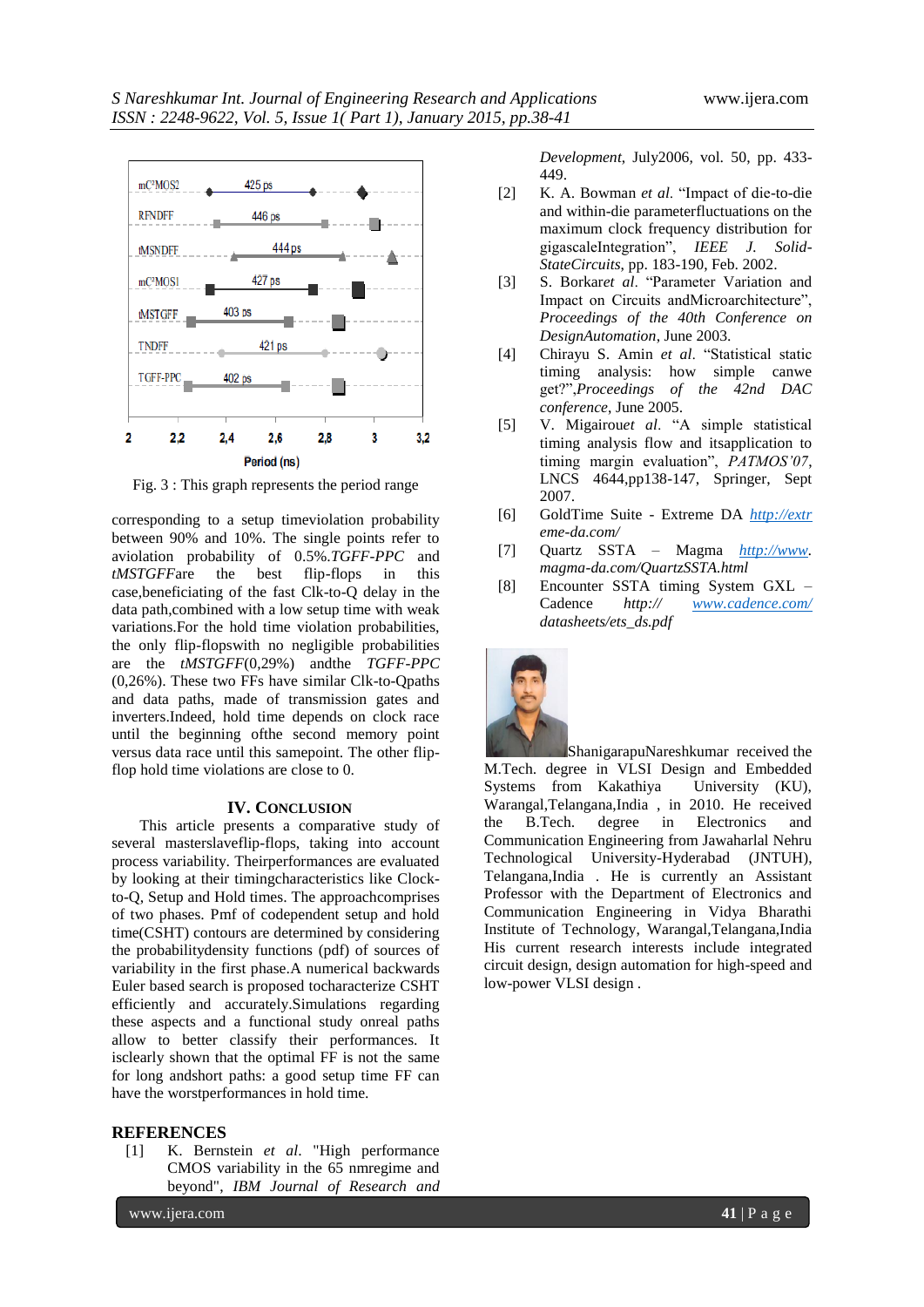mC²MOS2
425 ps
RFNDFF
446 ps
tMSNDFF
444 ps
mC²MOS1
427 ps
tMSTGFF
403 ps
TNDFF
421 ps
TGFF-PPC
402 ps

2 2,2 2,4 2,6 2,8 3 3,2

Period (ns)

Fig. 3 : This graph represents the period range

corresponding to a setup timeviolation probability between 90% and 10%. The single points refer to aviolation probability of 0.5%.*TGFF-PPC* and *tMSTGFF*are the best flip-flops in this case,beneficiating of the fast Clk-to-Q delay in the data path,combined with a low setup time with weak variations.For the hold time violation probabilities, the only flip-flopswith no negligible probabilities are the *tMSTGFF*(0,29%) andthe *TGFF-PPC* (0,26%). These two FFs have similar Clk-to-Qpaths and data paths, made of transmission gates and inverters.Indeed, hold time depends on clock race until the beginning ofthe second memory point versus data race until this samepoint. The other flip-flop hold time violations are close to 0.

## IV. CONCLUSION

This article presents a comparative study of several masterslaveflip-flops, taking into account process variability. Theirperformances are evaluated by looking at their timingcharacteristics like Clock-to-Q, Setup and Hold times. The approachcomprises of two phases. Pmf of codependent setup and hold time(CSHT) contours are determined by considering the probabilitydensity functions (pdf) of sources of variability in the first phase.A numerical backwards Euler based search is proposed tocharacterize CSHT efficiently and accurately.Simulations regarding these aspects and a functional study onreal paths allow to better classify their performances. It isclearly shown that the optimal FF is not the same for long andshort paths: a good setup time FF can have the worstperformances in hold time.

## REFERENCES

[1] K. Bernstein *et al*. "High performance CMOS variability in the 65 nmregime and beyond", *IBM Journal of Research and Development*, July2006, vol. 50, pp. 433-449.

[2] K. A. Bowman *et al*. "Impact of die-to-die and within-die parameterfluctuations on the maximum clock frequency distribution for gigascaleIntegration", *IEEE J. Solid-StateCircuits*, pp. 183-190, Feb. 2002.

[3] S. Borkar*et al*. "Parameter Variation and Impact on Circuits andMicroarchitecture", *Proceedings of the 40th Conference on DesignAutomation*, June 2003.

[4] Chirayu S. Amin *et al*. "Statistical static timing analysis: how simple canwe get?",*Proceedings of the 42nd DAC conference*, June 2005.

[5] V. Migairou*et al*. "A simple statistical timing analysis flow and itsapplication to timing margin evaluation", *PATMOS'07*, LNCS 4644,pp138-147, Springer, Sept 2007.

[6] GoldTime Suite - Extreme DA *http://extreme-da.com/*

[7] Quartz SSTA – Magma *http://www.magma-da.com/QuartzSSTA.html*

[8] Encounter SSTA timing System GXL – Cadence *http:// www.cadence.com/datasheets/ets_ds.pdf*

ShanigarapuNareshkumar received the M.Tech. degree in VLSI Design and Embedded Systems from Kakathiya University (KU), Warangal,Telangana,India , in 2010. He received the B.Tech. degree in Electronics and Communication Engineering from Jawaharlal Nehru Technological University-Hyderabad (JNTUH), Telangana,India . He is currently an Assistant Professor with the Department of Electronics and Communication Engineering in Vidya Bharathi Institute of Technology, Warangal,Telangana,India His current research interests include integrated circuit design, design automation for high-speed and low-power VLSI design .